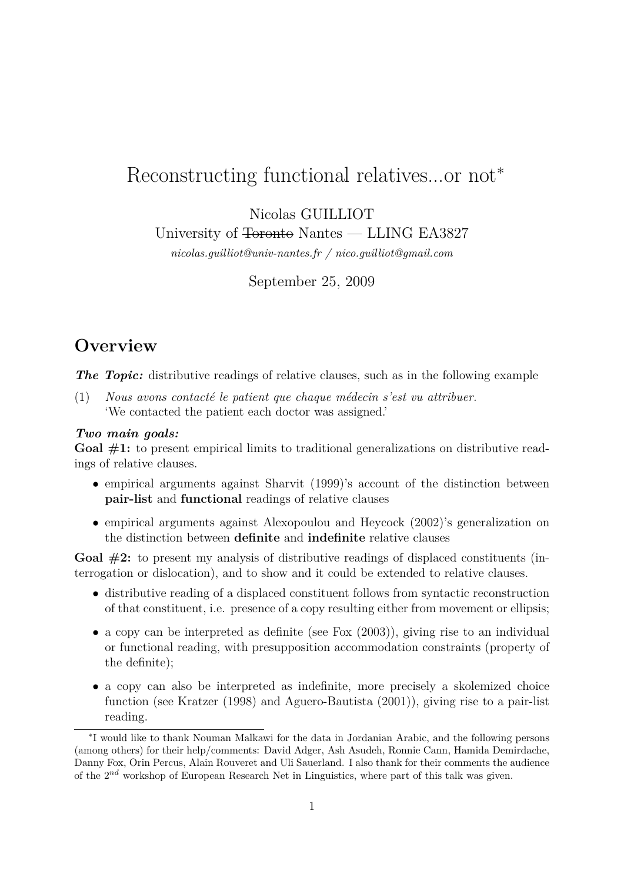# Reconstructing functional relatives...or not*

Nicolas GUILLIOT
University of ~~Toronto~~ Nantes — LLING EA3827
*nicolas.guilliot@univ-nantes.fr / nico.guilliot@gmail.com*

September 25, 2009

## Overview

***The Topic:*** distributive readings of relative clauses, such as in the following example

(1) *Nous avons contacté le patient que chaque médecin s'est vu attribuer.*
'We contacted the patient each doctor was assigned.'

***Two main goals:***

**Goal #1:** to present empirical limits to traditional generalizations on distributive readings of relative clauses.

- empirical arguments against Sharvit (1999)'s account of the distinction between **pair-list** and **functional** readings of relative clauses
- empirical arguments against Alexopoulou and Heycock (2002)'s generalization on the distinction between **definite** and **indefinite** relative clauses

**Goal #2:** to present my analysis of distributive readings of displaced constituents (interrogation or dislocation), and to show and it could be extended to relative clauses.

- distributive reading of a displaced constituent follows from syntactic reconstruction of that constituent, i.e. presence of a copy resulting either from movement or ellipsis;
- a copy can be interpreted as definite (see Fox (2003)), giving rise to an individual or functional reading, with presupposition accommodation constraints (property of the definite);
- a copy can also be interpreted as indefinite, more precisely a skolemized choice function (see Kratzer (1998) and Aguero-Bautista (2001)), giving rise to a pair-list reading.

---

*I would like to thank Nouman Malkawi for the data in Jordanian Arabic, and the following persons (among others) for their help/comments: David Adger, Ash Asudeh, Ronnie Cann, Hamida Demirdache, Danny Fox, Orin Percus, Alain Rouveret and Uli Sauerland. I also thank for their comments the audience of the $2^{nd}$ workshop of European Research Net in Linguistics, where part of this talk was given.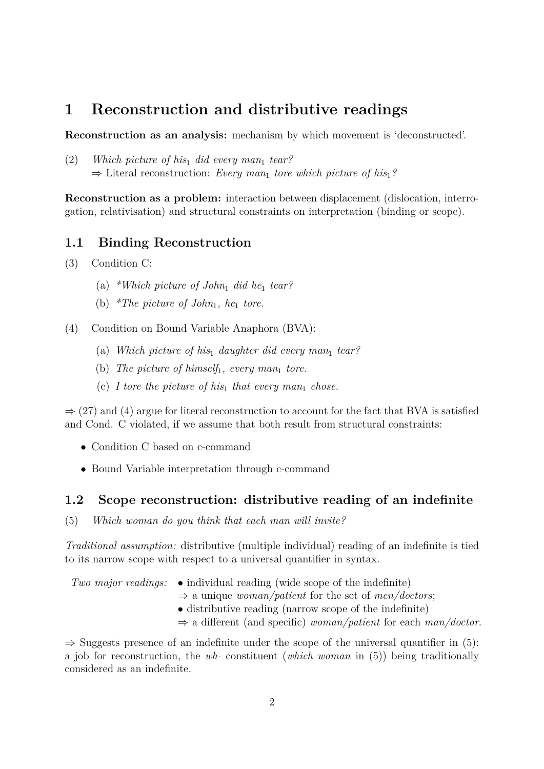# 1 Reconstruction and distributive readings

**Reconstruction as an analysis:** mechanism by which movement is 'deconstructed'.

(2) *Which picture of his$_1$ did every man$_1$ tear?*
⇒ Literal reconstruction: *Every man$_1$ tore which picture of his$_1$?*

**Reconstruction as a problem:** interaction between displacement (dislocation, interrogation, relativisation) and structural constraints on interpretation (binding or scope).

## 1.1 Binding Reconstruction

(3) Condition C:

- (a) *\*Which picture of John$_1$ did he$_1$ tear?*
- (b) *\*The picture of John$_1$, he$_1$ tore.*

(4) Condition on Bound Variable Anaphora (BVA):

- (a) *Which picture of his$_1$ daughter did every man$_1$ tear?*
- (b) *The picture of himself$_1$, every man$_1$ tore.*
- (c) *I tore the picture of his$_1$ that every man$_1$ chose.*

⇒ (27) and (4) argue for literal reconstruction to account for the fact that BVA is satisfied and Cond. C violated, if we assume that both result from structural constraints:

- Condition C based on c-command
- Bound Variable interpretation through c-command

## 1.2 Scope reconstruction: distributive reading of an indefinite

(5) *Which woman do you think that each man will invite?*

*Traditional assumption:* distributive (multiple individual) reading of an indefinite is tied to its narrow scope with respect to a universal quantifier in syntax.

*Two major readings:*
- individual reading (wide scope of the indefinite)
  ⇒ a unique *woman/patient* for the set of *men/doctors*;
- distributive reading (narrow scope of the indefinite)
  ⇒ a different (and specific) *woman/patient* for each *man/doctor*.

⇒ Suggests presence of an indefinite under the scope of the universal quantifier in (5): a job for reconstruction, the *wh-* constituent (*which woman* in (5)) being traditionally considered as an indefinite.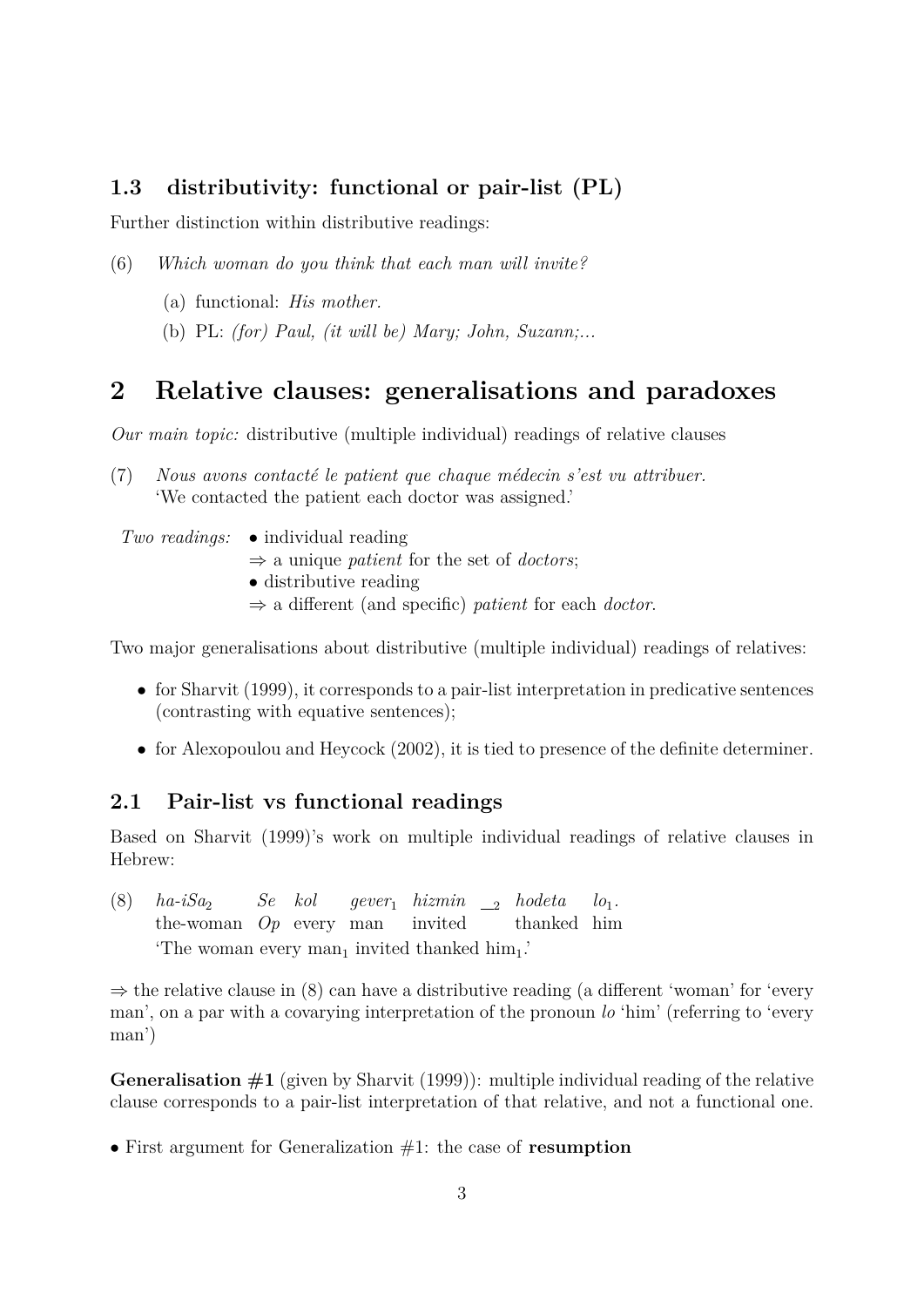### 1.3 distributivity: functional or pair-list (PL)

Further distinction within distributive readings:

(6) *Which woman do you think that each man will invite?*

  (a) functional: *His mother.*

  (b) PL: *(for) Paul, (it will be) Mary; John, Suzann;...*

## 2 Relative clauses: generalisations and paradoxes

*Our main topic:* distributive (multiple individual) readings of relative clauses

(7) *Nous avons contacté le patient que chaque médecin s'est vu attribuer.*
'We contacted the patient each doctor was assigned.'

*Two readings:*
- individual reading
  ⇒ a unique *patient* for the set of *doctors*;
- distributive reading
  ⇒ a different (and specific) *patient* for each *doctor*.

Two major generalisations about distributive (multiple individual) readings of relatives:

- for Sharvit (1999), it corresponds to a pair-list interpretation in predicative sentences (contrasting with equative sentences);
- for Alexopoulou and Heycock (2002), it is tied to presence of the definite determiner.

### 2.1 Pair-list vs functional readings

Based on Sharvit (1999)'s work on multiple individual readings of relative clauses in Hebrew:

(8) *ha-iSa*$_2$ *Se* *kol* *gever*$_1$ *hizmin* \_$_2$ *hodeta* *lo*$_1$.
the-woman *Op* every man invited thanked him
'The woman every man$_1$ invited thanked him$_1$.'

⇒ the relative clause in (8) can have a distributive reading (a different 'woman' for 'every man', on a par with a covarying interpretation of the pronoun *lo* 'him' (referring to 'every man')

**Generalisation #1** (given by Sharvit (1999)): multiple individual reading of the relative clause corresponds to a pair-list interpretation of that relative, and not a functional one.

• First argument for Generalization #1: the case of **resumption**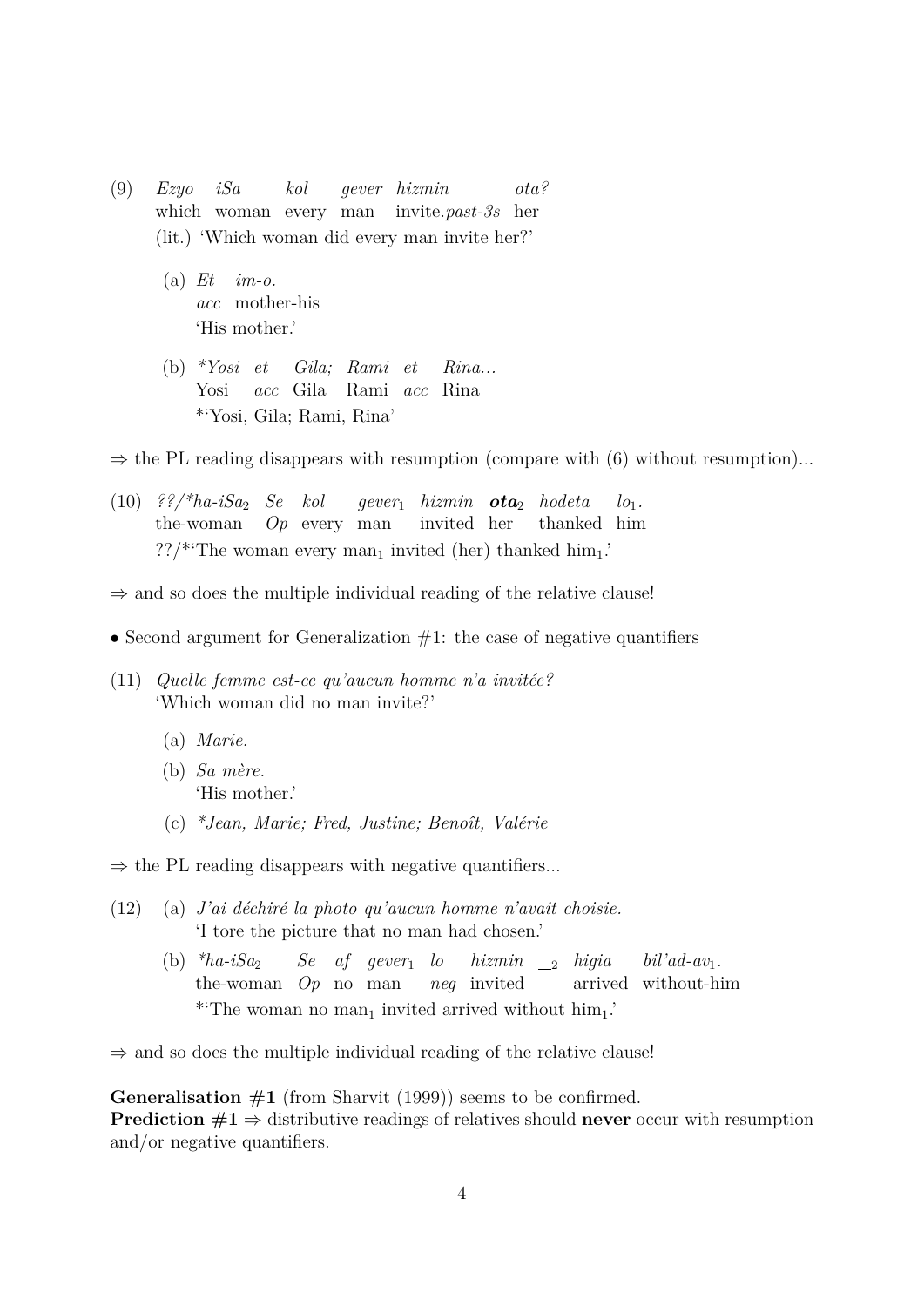(9) *Ezyo iSa kol gever hizmin ota?*
which woman every man invite.*past-3s* her
(lit.) 'Which woman did every man invite her?'

(a) *Et im-o.*
*acc* mother-his
'His mother.'

(b) *\*Yosi et Gila; Rami et Rina...*
Yosi *acc* Gila Rami *acc* Rina
\*'Yosi, Gila; Rami, Rina'

⇒ the PL reading disappears with resumption (compare with (6) without resumption)...

(10) *??/\*ha-iSa$_2$ Se kol gever$_1$ hizmin **ota$_2$** hodeta lo$_1$.*
the-woman *Op* every man invited her thanked him
??/\*'The woman every man$_1$ invited (her) thanked him$_1$.'

⇒ and so does the multiple individual reading of the relative clause!

• Second argument for Generalization #1: the case of negative quantifiers

(11) *Quelle femme est-ce qu'aucun homme n'a invitée?*
'Which woman did no man invite?'

(a) *Marie.*

(b) *Sa mère.*
'His mother.'

(c) *\*Jean, Marie; Fred, Justine; Benoît, Valérie*

⇒ the PL reading disappears with negative quantifiers...

(12) (a) *J'ai déchiré la photo qu'aucun homme n'avait choisie.*
'I tore the picture that no man had chosen.'

(b) *\*ha-iSa$_2$ Se af gever$_1$ lo hizmin \_$_2$ higia bil'ad-av$_1$.*
the-woman *Op* no man *neg* invited arrived without-him
\*'The woman no man$_1$ invited arrived without him$_1$.'

⇒ and so does the multiple individual reading of the relative clause!

**Generalisation #1** (from Sharvit (1999)) seems to be confirmed.
**Prediction #1** ⇒ distributive readings of relatives should **never** occur with resumption and/or negative quantifiers.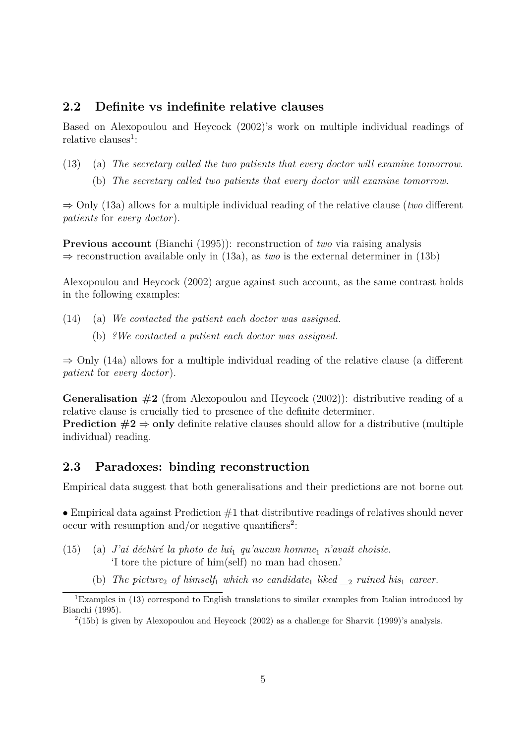## 2.2 Definite vs indefinite relative clauses

Based on Alexopoulou and Heycock (2002)'s work on multiple individual readings of relative clauses[1]:

(13) (a) *The secretary called the two patients that every doctor will examine tomorrow.*

(b) *The secretary called two patients that every doctor will examine tomorrow.*

⇒ Only (13a) allows for a multiple individual reading of the relative clause (*two* different *patients* for *every doctor*).

**Previous account** (Bianchi (1995)): reconstruction of *two* via raising analysis
⇒ reconstruction available only in (13a), as *two* is the external determiner in (13b)

Alexopoulou and Heycock (2002) argue against such account, as the same contrast holds in the following examples:

(14) (a) *We contacted the patient each doctor was assigned.*

(b) *?We contacted a patient each doctor was assigned.*

⇒ Only (14a) allows for a multiple individual reading of the relative clause (a different *patient* for *every doctor*).

**Generalisation #2** (from Alexopoulou and Heycock (2002)): distributive reading of a relative clause is crucially tied to presence of the definite determiner.
**Prediction #2** ⇒ **only** definite relative clauses should allow for a distributive (multiple individual) reading.

## 2.3 Paradoxes: binding reconstruction

Empirical data suggest that both generalisations and their predictions are not borne out

• Empirical data against Prediction #1 that distributive readings of relatives should never occur with resumption and/or negative quantifiers[2]:

(15) (a) *J'ai déchiré la photo de lui*$_1$ *qu'aucun homme*$_1$ *n'avait choisie.*
'I tore the picture of him(self) no man had chosen.'

(b) *The picture*$_2$ *of himself*$_1$ *which no candidate*$_1$ *liked* \_\_$_2$ *ruined his*$_1$ *career.*

[1]Examples in (13) correspond to English translations to similar examples from Italian introduced by Bianchi (1995).

[2](15b) is given by Alexopoulou and Heycock (2002) as a challenge for Sharvit (1999)'s analysis.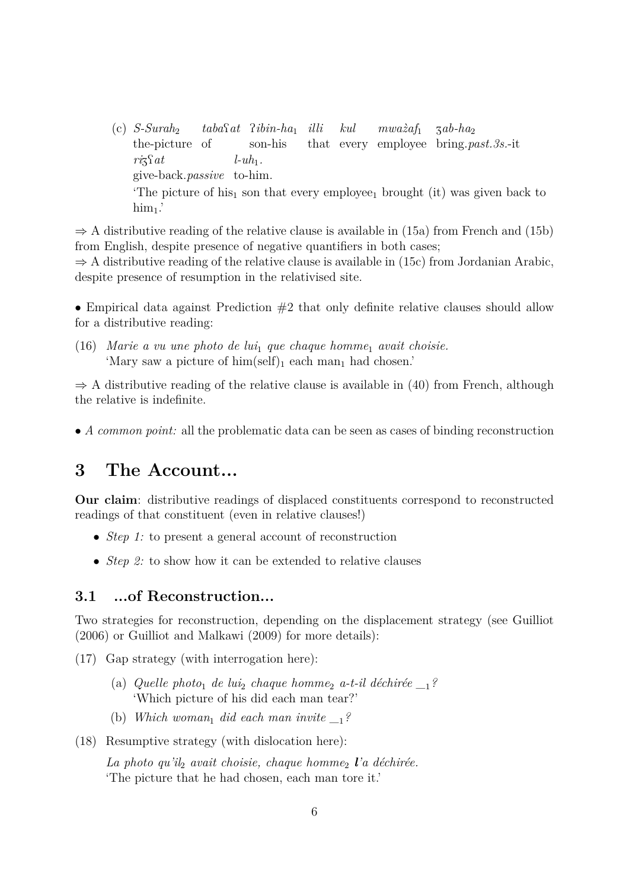(c) *S-Surah*$_2$ *tabaʕat* *ʔibin-ha*$_1$ *illi* *kul* *mważaf*$_1$ *ʒab-ha*$_2$
the-picture of son-his that every employee bring.*past.3s.*-it
*riʒʕat* *l-uh*$_1$.
give-back.*passive* to-him.
'The picture of his$_1$ son that every employee$_1$ brought (it) was given back to him$_1$.'

⇒ A distributive reading of the relative clause is available in (15a) from French and (15b) from English, despite presence of negative quantifiers in both cases;
⇒ A distributive reading of the relative clause is available in (15c) from Jordanian Arabic, despite presence of resumption in the relativised site.

• Empirical data against Prediction #2 that only definite relative clauses should allow for a distributive reading:

(16) *Marie a vu une photo de lui*$_1$ *que chaque homme*$_1$ *avait choisie.*
'Mary saw a picture of him(self)$_1$ each man$_1$ had chosen.'

⇒ A distributive reading of the relative clause is available in (40) from French, although the relative is indefinite.

• *A common point:* all the problematic data can be seen as cases of binding reconstruction

# 3 The Account...

**Our claim**: distributive readings of displaced constituents correspond to reconstructed readings of that constituent (even in relative clauses!)

- *Step 1:* to present a general account of reconstruction
- *Step 2:* to show how it can be extended to relative clauses

## 3.1 ...of Reconstruction...

Two strategies for reconstruction, depending on the displacement strategy (see Guilliot (2006) or Guilliot and Malkawi (2009) for more details):

(17) Gap strategy (with interrogation here):

(a) *Quelle photo*$_1$ *de lui*$_2$ *chaque homme*$_2$ *a-t-il déchirée* $\_\__1$?
'Which picture of his did each man tear?'

(b) *Which woman*$_1$ *did each man invite* $\_\__1$?

(18) Resumptive strategy (with dislocation here):

*La photo qu'il*$_2$ *avait choisie, chaque homme*$_2$ ***l'****a déchirée.*
'The picture that he had chosen, each man tore it.'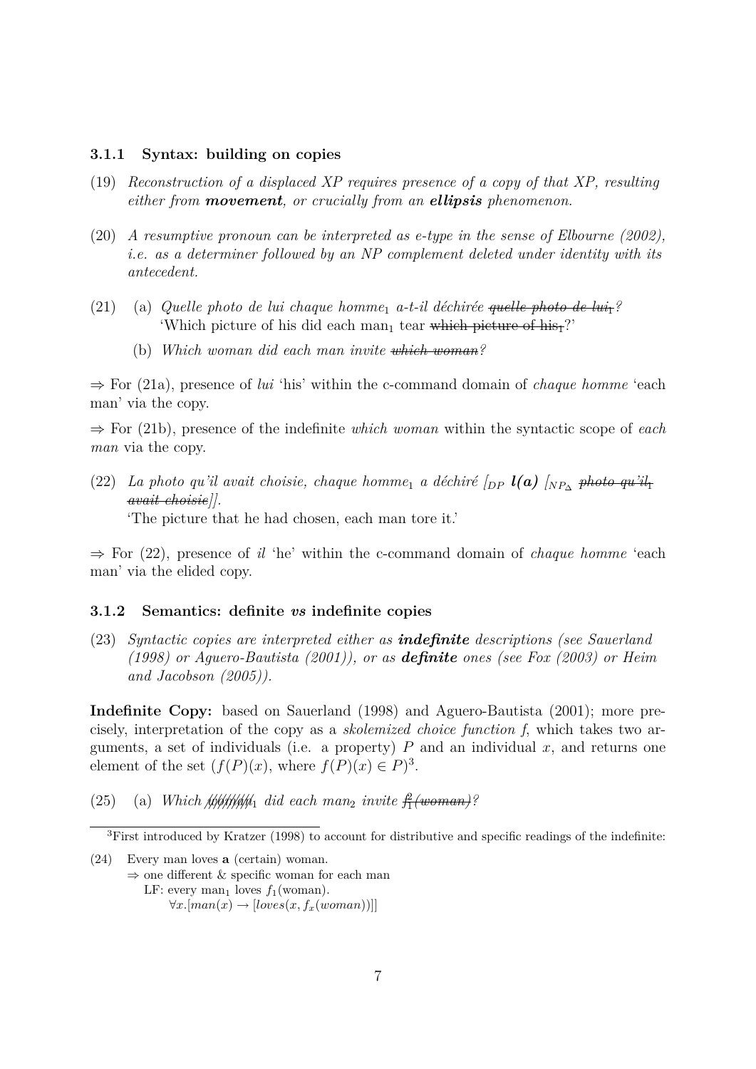### 3.1.1 Syntax: building on copies

(19) *Reconstruction of a displaced XP requires presence of a copy of that XP, resulting either from **movement**, or crucially from an **ellipsis** phenomenon.*

(20) *A resumptive pronoun can be interpreted as e-type in the sense of Elbourne (2002), i.e. as a determiner followed by an NP complement deleted under identity with its antecedent.*

(21) (a) *Quelle photo de lui chaque homme*$_1$ *a-t-il déchirée* ~~*quelle photo de lui*~~$_1$*?*
'Which picture of his did each man$_1$ tear ~~which picture of his~~$_1$?'

(b) *Which woman did each man invite* ~~*which woman*~~*?*

⇒ For (21a), presence of *lui* 'his' within the c-command domain of *chaque homme* 'each man' via the copy.

⇒ For (21b), presence of the indefinite *which woman* within the syntactic scope of *each man* via the copy.

(22) *La photo qu'il avait choisie, chaque homme*$_1$ *a déchiré [$_{DP}$* ***l(a)*** *[$_{NP_\Delta}$* ~~*photo qu'il*~~$_1$ ~~*avait choisie*~~*]].*
'The picture that he had chosen, each man tore it.'

⇒ For (22), presence of *il* 'he' within the c-command domain of *chaque homme* 'each man' via the elided copy.

### 3.1.2 Semantics: definite *vs* indefinite copies

(23) *Syntactic copies are interpreted either as **indefinite** descriptions (see Sauerland (1998) or Aguero-Bautista (2001)), or as **definite** ones (see Fox (2003) or Heim and Jacobson (2005)).*

**Indefinite Copy:** based on Sauerland (1998) and Aguero-Bautista (2001); more precisely, interpretation of the copy as a *skolemized choice function f*, which takes two arguments, a set of individuals (i.e. a property) $P$ and an individual $x$, and returns one element of the set ($f(P)(x)$, where $f(P)(x) \in P$)[3].

(25) (a) *Which* ~~*woman*~~$_1$ *did each man*$_2$ *invite* ~~$f_1^2$*(woman)*~~*?*

[3] First introduced by Kratzer (1998) to account for distributive and specific readings of the indefinite:

(24) Every man loves **a** (certain) woman.
⇒ one different & specific woman for each man
LF: every man$_1$ loves $f_1$(woman).
$\forall x.[man(x) \rightarrow [loves(x, f_x(woman))]]$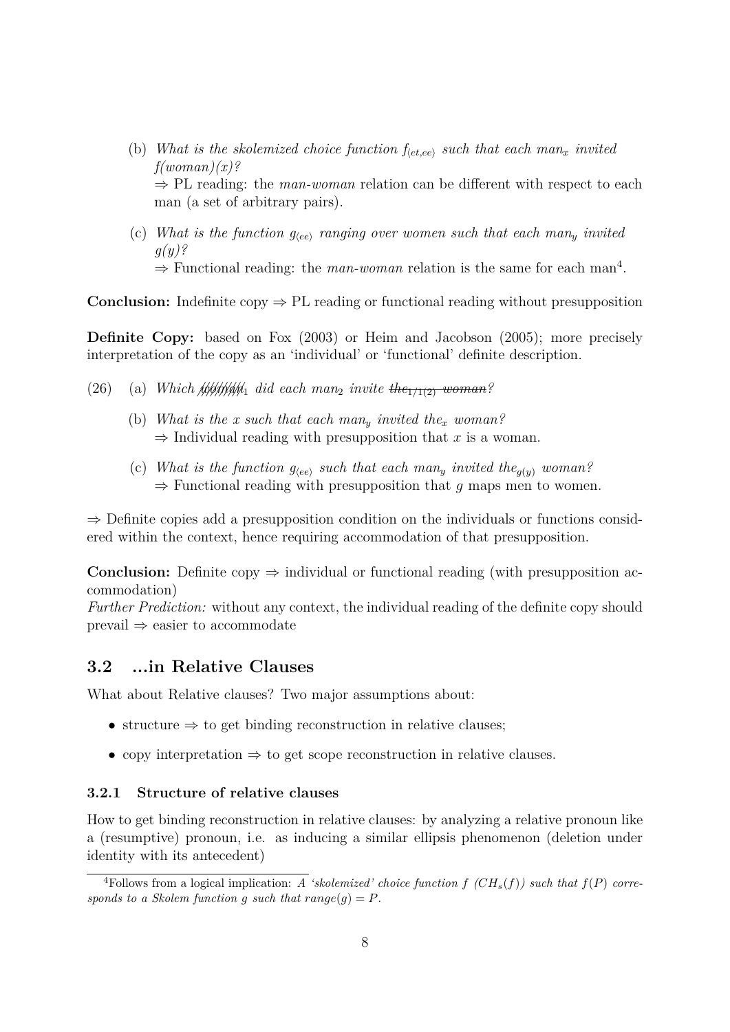(b) *What is the skolemized choice function $f_{\langle et,ee\rangle}$ such that each man$_x$ invited f(woman)(x)?*
⇒ PL reading: the *man-woman* relation can be different with respect to each man (a set of arbitrary pairs).

(c) *What is the function $g_{\langle ee\rangle}$ ranging over women such that each man$_y$ invited g(y)?*
⇒ Functional reading: the *man-woman* relation is the same for each man[4].

**Conclusion:** Indefinite copy ⇒ PL reading or functional reading without presupposition

**Definite Copy:** based on Fox (2003) or Heim and Jacobson (2005); more precisely interpretation of the copy as an 'individual' or 'functional' definite description.

(26) (a) *Which ~~woman~~$_1$ did each man$_2$ invite ~~the$_{1/1(2)}$ woman~~?*

(b) *What is the x such that each man$_y$ invited the$_x$ woman?*
⇒ Individual reading with presupposition that $x$ is a woman.

(c) *What is the function $g_{\langle ee\rangle}$ such that each man$_y$ invited the$_{g(y)}$ woman?*
⇒ Functional reading with presupposition that $g$ maps men to women.

⇒ Definite copies add a presupposition condition on the individuals or functions considered within the context, hence requiring accommodation of that presupposition.

**Conclusion:** Definite copy ⇒ individual or functional reading (with presupposition accommodation)
*Further Prediction:* without any context, the individual reading of the definite copy should prevail ⇒ easier to accommodate

## 3.2 ...in Relative Clauses

What about Relative clauses? Two major assumptions about:

- structure ⇒ to get binding reconstruction in relative clauses;
- copy interpretation ⇒ to get scope reconstruction in relative clauses.

### 3.2.1 Structure of relative clauses

How to get binding reconstruction in relative clauses: by analyzing a relative pronoun like a (resumptive) pronoun, i.e. as inducing a similar ellipsis phenomenon (deletion under identity with its antecedent)

---

[4] Follows from a logical implication: *A 'skolemized' choice function $f$ ($CH_s(f)$) such that $f(P)$ corresponds to a Skolem function $g$ such that $range(g) = P$.*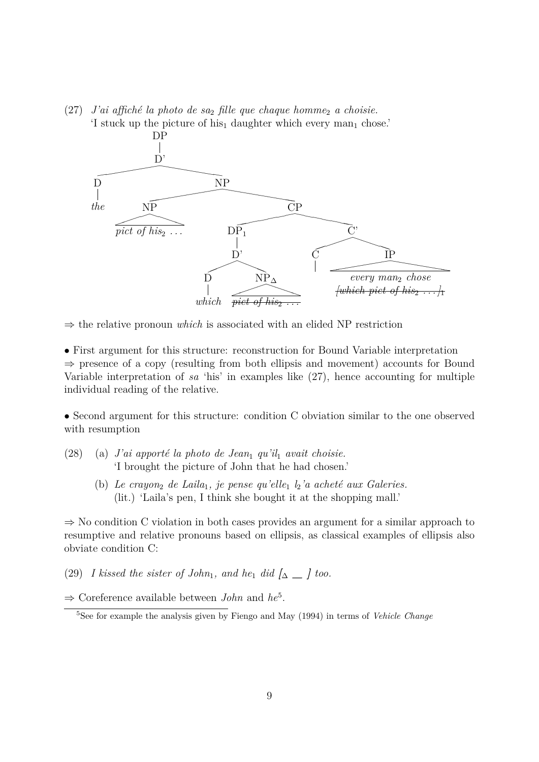(27) *J'ai affiché la photo de sa$_2$ fille que chaque homme$_2$ a choisie.*
'I stuck up the picture of his$_1$ daughter which every man$_1$ chose.'

```
DP
 |
 D'
 ├── D
 │    the
 └── NP
      ├── NP
      │    pict of his₂ ...
      └── CP
           ├── DP₁
           │    D'
           │    ├── D
           │    │    which
           │    └── NP_Δ
           │         pict of his₂ ...   (elided)
           └── C'
                ├── C
                └── IP
                     every man₂ chose
                     [which pict of his₂ ...]₁   (deleted copy)
```

⇒ the relative pronoun *which* is associated with an elided NP restriction

• First argument for this structure: reconstruction for Bound Variable interpretation
⇒ presence of a copy (resulting from both ellipsis and movement) accounts for Bound Variable interpretation of *sa* 'his' in examples like (27), hence accounting for multiple individual reading of the relative.

• Second argument for this structure: condition C obviation similar to the one observed with resumption

(28) (a) *J'ai apporté la photo de Jean$_1$ qu'il$_1$ avait choisie.*
'I brought the picture of John that he had chosen.'

(b) *Le crayon$_2$ de Laila$_1$, je pense qu'elle$_1$ l$_2$'a acheté aux Galeries.*
(lit.) 'Laila's pen, I think she bought it at the shopping mall.'

⇒ No condition C violation in both cases provides an argument for a similar approach to resumptive and relative pronouns based on ellipsis, as classical examples of ellipsis also obviate condition C:

(29) *I kissed the sister of John$_1$, and he$_1$ did [$_\Delta$ __ ] too.*

⇒ Coreference available between *John* and *he*[5].

[5] See for example the analysis given by Fiengo and May (1994) in terms of *Vehicle Change*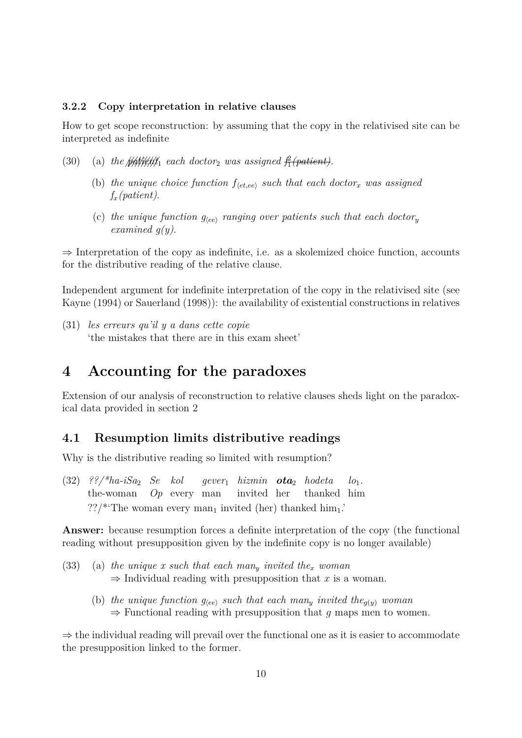### 3.2.2 Copy interpretation in relative clauses

How to get scope reconstruction: by assuming that the copy in the relativised site can be interpreted as indefinite

(30) (a) *the ~~patient~~$_1$ each doctor$_2$ was assigned ~~$f_1^2$(patient)~~.*

(b) *the unique choice function $f_{\langle et,ee\rangle}$ such that each doctor$_x$ was assigned $f_x$(patient).*

(c) *the unique function $g_{\langle ee\rangle}$ ranging over patients such that each doctor$_y$ examined g(y).*

⇒ Interpretation of the copy as indefinite, i.e. as a skolemized choice function, accounts for the distributive reading of the relative clause.

Independent argument for indefinite interpretation of the copy in the relativised site (see Kayne (1994) or Sauerland (1998)): the availability of existential constructions in relatives

(31) *les erreurs qu'il y a dans cette copie*
'the mistakes that there are in this exam sheet'

# 4 Accounting for the paradoxes

Extension of our analysis of reconstruction to relative clauses sheds light on the paradoxical data provided in section 2

## 4.1 Resumption limits distributive readings

Why is the distributive reading so limited with resumption?

(32) *??/\*ha-iSa$_2$ Se kol gever$_1$ hizmin **ota**$_2$ hodeta lo$_1$.*
the-woman *Op* every man invited her thanked him
??/\*'The woman every man$_1$ invited (her) thanked him$_1$.'

**Answer:** because resumption forces a definite interpretation of the copy (the functional reading without presupposition given by the indefinite copy is no longer available)

(33) (a) *the unique x such that each man$_y$ invited the$_x$ woman*
⇒ Individual reading with presupposition that *x* is a woman.

(b) *the unique function $g_{\langle ee\rangle}$ such that each man$_y$ invited the$_{g(y)}$ woman*
⇒ Functional reading with presupposition that *g* maps men to women.

⇒ the individual reading will prevail over the functional one as it is easier to accommodate the presupposition linked to the former.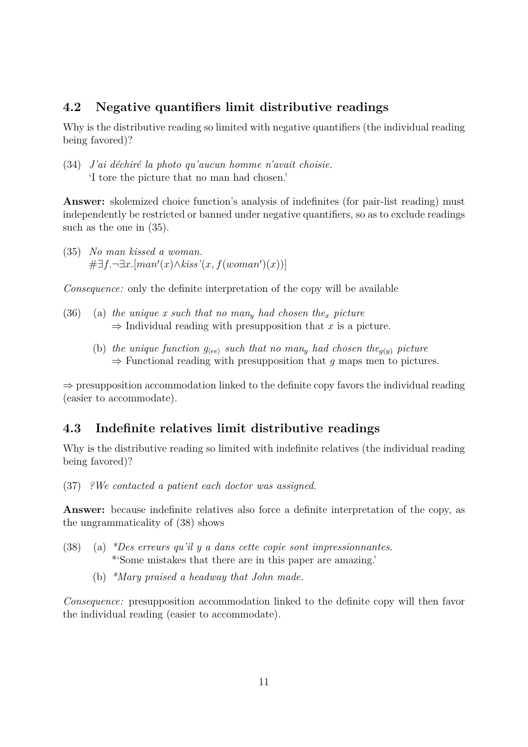## 4.2 Negative quantifiers limit distributive readings

Why is the distributive reading so limited with negative quantifiers (the individual reading being favored)?

(34) *J'ai déchiré la photo qu'aucun homme n'avait choisie.*
'I tore the picture that no man had chosen.'

**Answer:** skolemized choice function's analysis of indefinites (for pair-list reading) must independently be restricted or banned under negative quantifiers, so as to exclude readings such as the one in (35).

(35) *No man kissed a woman.*
$\#\exists f.\neg\exists x.[man'(x) \wedge kiss'(x, f(woman')(x))]$

*Consequence:* only the definite interpretation of the copy will be available

(36) (a) *the unique x such that no man$_y$ had chosen the$_x$ picture*
$\Rightarrow$ Individual reading with presupposition that $x$ is a picture.

(b) *the unique function $g_{\langle ee \rangle}$ such that no man$_y$ had chosen the$_{g(y)}$ picture*
$\Rightarrow$ Functional reading with presupposition that $g$ maps men to pictures.

$\Rightarrow$ presupposition accommodation linked to the definite copy favors the individual reading (easier to accommodate).

## 4.3 Indefinite relatives limit distributive readings

Why is the distributive reading so limited with indefinite relatives (the individual reading being favored)?

(37) *?We contacted a patient each doctor was assigned.*

**Answer:** because indefinite relatives also force a definite interpretation of the copy, as the ungrammaticality of (38) shows

(38) (a) *\*Des erreurs qu'il y a dans cette copie sont impressionnantes.*
\*'Some mistakes that there are in this paper are amazing.'

(b) *\*Mary praised a headway that John made.*

*Consequence:* presupposition accommodation linked to the definite copy will then favor the individual reading (easier to accommodate).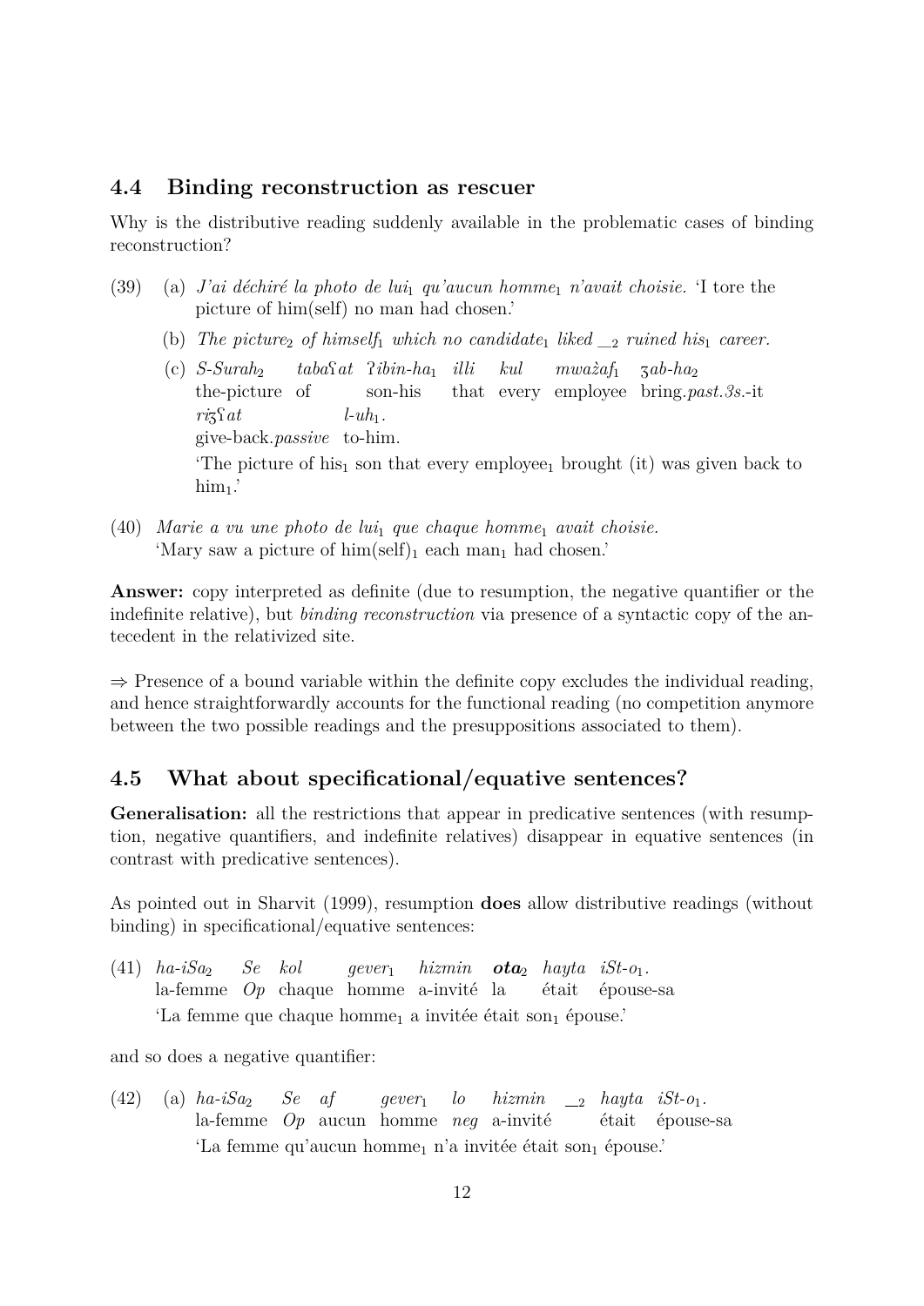## 4.4 Binding reconstruction as rescuer

Why is the distributive reading suddenly available in the problematic cases of binding reconstruction?

(39) (a) *J'ai déchiré la photo de lui*$_1$ *qu'aucun homme*$_1$ *n'avait choisie.* 'I tore the picture of him(self) no man had chosen.'

(b) *The picture*$_2$ *of himself*$_1$ *which no candidate*$_1$ *liked* __$_2$ *ruined his*$_1$ *career.*

(c) *S-Surah*$_2$ *tabaʕat ʔibin-ha*$_1$ *illi kul mważaf*$_1$ *ʒab-ha*$_2$
the-picture of son-his that every employee bring.*past.3s.*-it
*riʒʕat l-uh*$_1$.
give-back.*passive* to-him.
'The picture of his$_1$ son that every employee$_1$ brought (it) was given back to him$_1$.'

(40) *Marie a vu une photo de lui*$_1$ *que chaque homme*$_1$ *avait choisie.*
'Mary saw a picture of him(self)$_1$ each man$_1$ had chosen.'

**Answer:** copy interpreted as definite (due to resumption, the negative quantifier or the indefinite relative), but *binding reconstruction* via presence of a syntactic copy of the antecedent in the relativized site.

⇒ Presence of a bound variable within the definite copy excludes the individual reading, and hence straightforwardly accounts for the functional reading (no competition anymore between the two possible readings and the presuppositions associated to them).

## 4.5 What about specificational/equative sentences?

**Generalisation:** all the restrictions that appear in predicative sentences (with resumption, negative quantifiers, and indefinite relatives) disappear in equative sentences (in contrast with predicative sentences).

As pointed out in Sharvit (1999), resumption **does** allow distributive readings (without binding) in specificational/equative sentences:

(41) *ha-iSa*$_2$ *Se kol gever*$_1$ *hizmin* ***ota***$_2$ *hayta iSt-o*$_1$.
la-femme *Op* chaque homme a-invité la était épouse-sa
'La femme que chaque homme$_1$ a invitée était son$_1$ épouse.'

and so does a negative quantifier:

(42) (a) *ha-iSa*$_2$ *Se af gever*$_1$ *lo hizmin* __$_2$ *hayta iSt-o*$_1$.
la-femme *Op* aucun homme *neg* a-invité était épouse-sa
'La femme qu'aucun homme$_1$ n'a invitée était son$_1$ épouse.'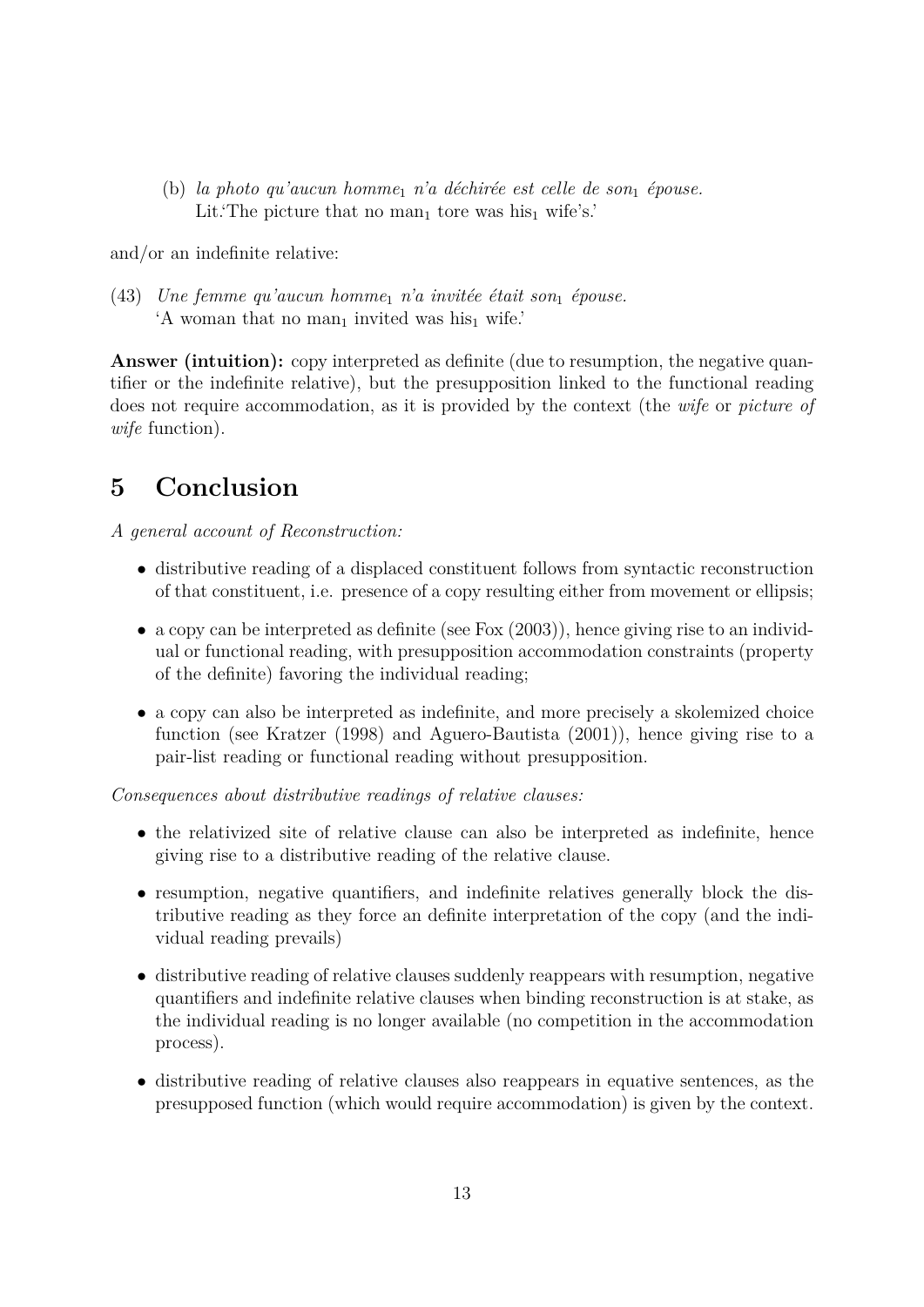(b) *la photo qu'aucun homme$_1$ n'a déchirée est celle de son$_1$ épouse.*
Lit.'The picture that no man$_1$ tore was his$_1$ wife's.'

and/or an indefinite relative:

(43) *Une femme qu'aucun homme$_1$ n'a invitée était son$_1$ épouse.*
'A woman that no man$_1$ invited was his$_1$ wife.'

**Answer (intuition):** copy interpreted as definite (due to resumption, the negative quantifier or the indefinite relative), but the presupposition linked to the functional reading does not require accommodation, as it is provided by the context (the *wife* or *picture of wife* function).

# 5 Conclusion

*A general account of Reconstruction:*

- distributive reading of a displaced constituent follows from syntactic reconstruction of that constituent, i.e. presence of a copy resulting either from movement or ellipsis;
- a copy can be interpreted as definite (see Fox (2003)), hence giving rise to an individual or functional reading, with presupposition accommodation constraints (property of the definite) favoring the individual reading;
- a copy can also be interpreted as indefinite, and more precisely a skolemized choice function (see Kratzer (1998) and Aguero-Bautista (2001)), hence giving rise to a pair-list reading or functional reading without presupposition.

*Consequences about distributive readings of relative clauses:*

- the relativized site of relative clause can also be interpreted as indefinite, hence giving rise to a distributive reading of the relative clause.
- resumption, negative quantifiers, and indefinite relatives generally block the distributive reading as they force an definite interpretation of the copy (and the individual reading prevails)
- distributive reading of relative clauses suddenly reappears with resumption, negative quantifiers and indefinite relative clauses when binding reconstruction is at stake, as the individual reading is no longer available (no competition in the accommodation process).
- distributive reading of relative clauses also reappears in equative sentences, as the presupposed function (which would require accommodation) is given by the context.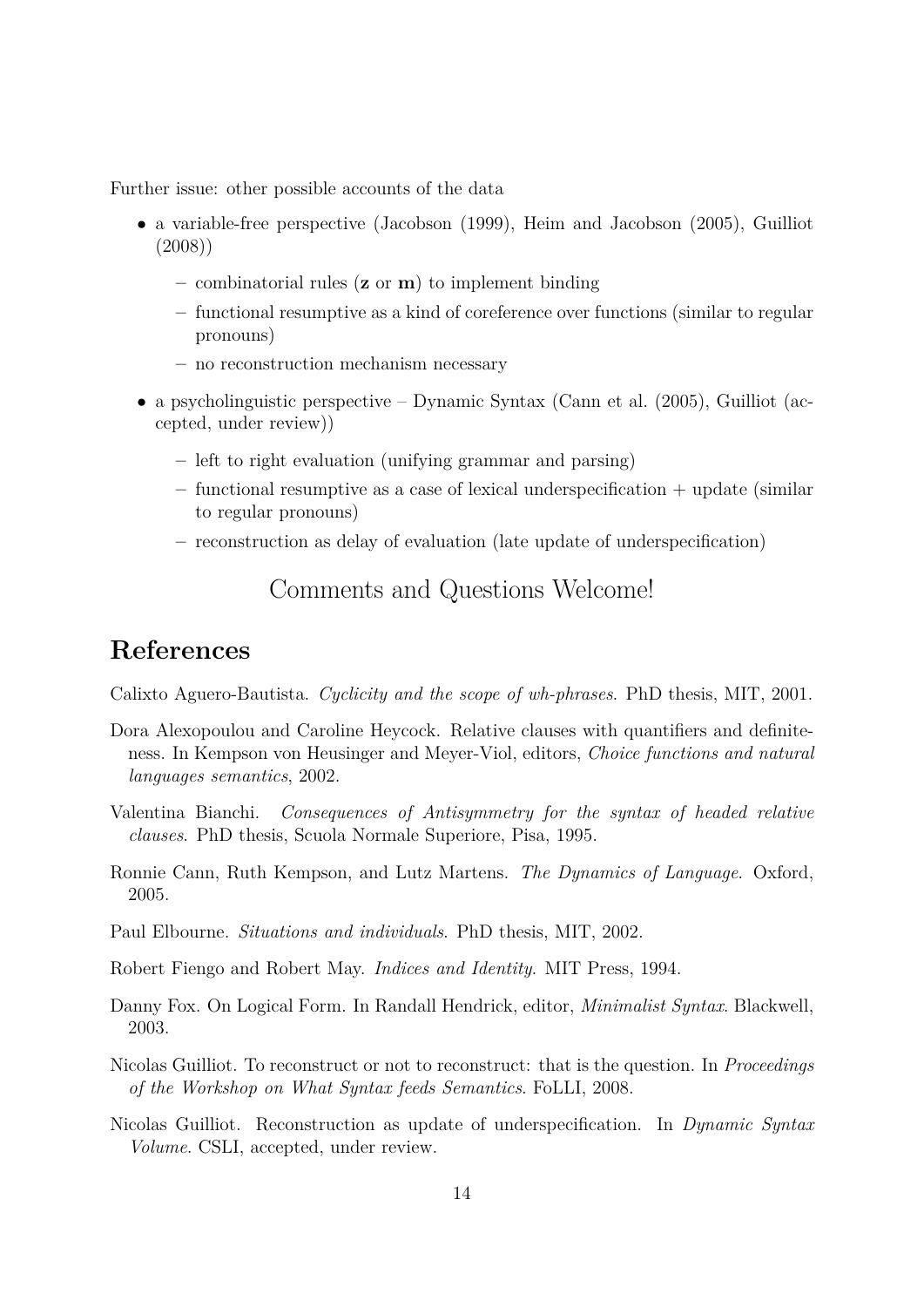Further issue: other possible accounts of the data

- a variable-free perspective (Jacobson (1999), Heim and Jacobson (2005), Guilliot (2008))
  - combinatorial rules (**z** or **m**) to implement binding
  - functional resumptive as a kind of coreference over functions (similar to regular pronouns)
  - no reconstruction mechanism necessary
- a psycholinguistic perspective – Dynamic Syntax (Cann et al. (2005), Guilliot (accepted, under review))
  - left to right evaluation (unifying grammar and parsing)
  - functional resumptive as a case of lexical underspecification + update (similar to regular pronouns)
  - reconstruction as delay of evaluation (late update of underspecification)

## Comments and Questions Welcome!

# References

Calixto Aguero-Bautista. *Cyclicity and the scope of wh-phrases*. PhD thesis, MIT, 2001.

Dora Alexopoulou and Caroline Heycock. Relative clauses with quantifiers and definiteness. In Kempson von Heusinger and Meyer-Viol, editors, *Choice functions and natural languages semantics*, 2002.

Valentina Bianchi. *Consequences of Antisymmetry for the syntax of headed relative clauses*. PhD thesis, Scuola Normale Superiore, Pisa, 1995.

Ronnie Cann, Ruth Kempson, and Lutz Martens. *The Dynamics of Language*. Oxford, 2005.

Paul Elbourne. *Situations and individuals*. PhD thesis, MIT, 2002.

Robert Fiengo and Robert May. *Indices and Identity*. MIT Press, 1994.

Danny Fox. On Logical Form. In Randall Hendrick, editor, *Minimalist Syntax*. Blackwell, 2003.

Nicolas Guilliot. To reconstruct or not to reconstruct: that is the question. In *Proceedings of the Workshop on What Syntax feeds Semantics*. FoLLI, 2008.

Nicolas Guilliot. Reconstruction as update of underspecification. In *Dynamic Syntax Volume*. CSLI, accepted, under review.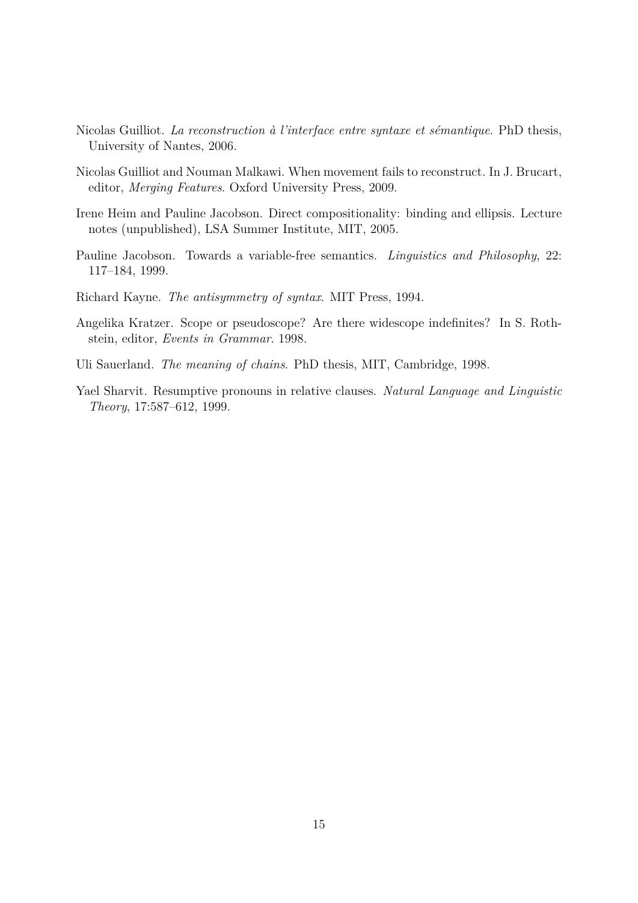Nicolas Guilliot. *La reconstruction à l'interface entre syntaxe et sémantique*. PhD thesis, University of Nantes, 2006.

Nicolas Guilliot and Nouman Malkawi. When movement fails to reconstruct. In J. Brucart, editor, *Merging Features*. Oxford University Press, 2009.

Irene Heim and Pauline Jacobson. Direct compositionality: binding and ellipsis. Lecture notes (unpublished), LSA Summer Institute, MIT, 2005.

Pauline Jacobson. Towards a variable-free semantics. *Linguistics and Philosophy*, 22: 117–184, 1999.

Richard Kayne. *The antisymmetry of syntax*. MIT Press, 1994.

Angelika Kratzer. Scope or pseudoscope? Are there widescope indefinites? In S. Rothstein, editor, *Events in Grammar*. 1998.

Uli Sauerland. *The meaning of chains*. PhD thesis, MIT, Cambridge, 1998.

Yael Sharvit. Resumptive pronouns in relative clauses. *Natural Language and Linguistic Theory*, 17:587–612, 1999.